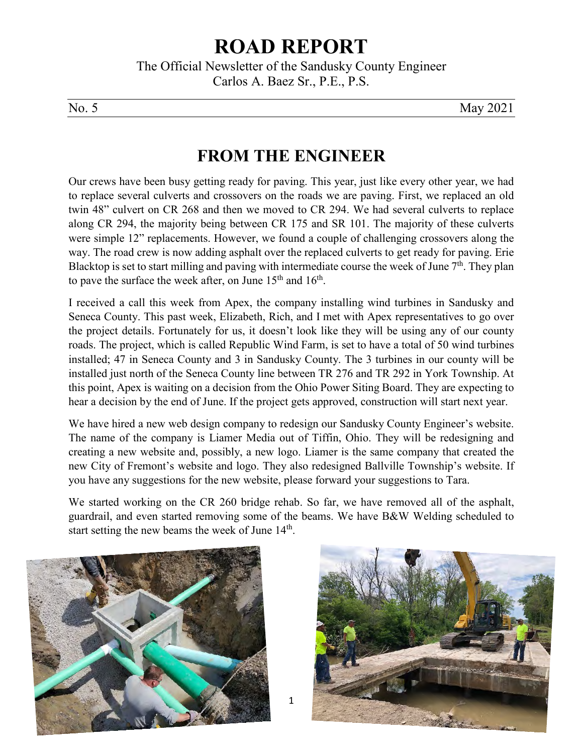# ROAD REPORT

The Official Newsletter of the Sandusky County Engineer
Carlos A. Baez Sr., P.E., P.S.

No. 5 May 2021

## FROM THE ENGINEER

Our crews have been busy getting ready for paving. This year, just like every other year, we had to replace several culverts and crossovers on the roads we are paving. First, we replaced an old twin 48" culvert on CR 268 and then we moved to CR 294. We had several culverts to replace along CR 294, the majority being between CR 175 and SR 101. The majority of these culverts were simple 12" replacements. However, we found a couple of challenging crossovers along the way. The road crew is now adding asphalt over the replaced culverts to get ready for paving. Erie Blacktop is set to start milling and paving with intermediate course the week of June 7th. They plan to pave the surface the week after, on June 15th and 16th.

I received a call this week from Apex, the company installing wind turbines in Sandusky and Seneca County. This past week, Elizabeth, Rich, and I met with Apex representatives to go over the project details. Fortunately for us, it doesn't look like they will be using any of our county roads. The project, which is called Republic Wind Farm, is set to have a total of 50 wind turbines installed; 47 in Seneca County and 3 in Sandusky County. The 3 turbines in our county will be installed just north of the Seneca County line between TR 276 and TR 292 in York Township. At this point, Apex is waiting on a decision from the Ohio Power Siting Board. They are expecting to hear a decision by the end of June. If the project gets approved, construction will start next year.

We have hired a new web design company to redesign our Sandusky County Engineer's website. The name of the company is Liamer Media out of Tiffin, Ohio. They will be redesigning and creating a new website and, possibly, a new logo. Liamer is the same company that created the new City of Fremont's website and logo. They also redesigned Ballville Township's website. If you have any suggestions for the new website, please forward your suggestions to Tara.

We started working on the CR 260 bridge rehab. So far, we have removed all of the asphalt, guardrail, and even started removing some of the beams. We have B&W Welding scheduled to start setting the new beams the week of June 14th.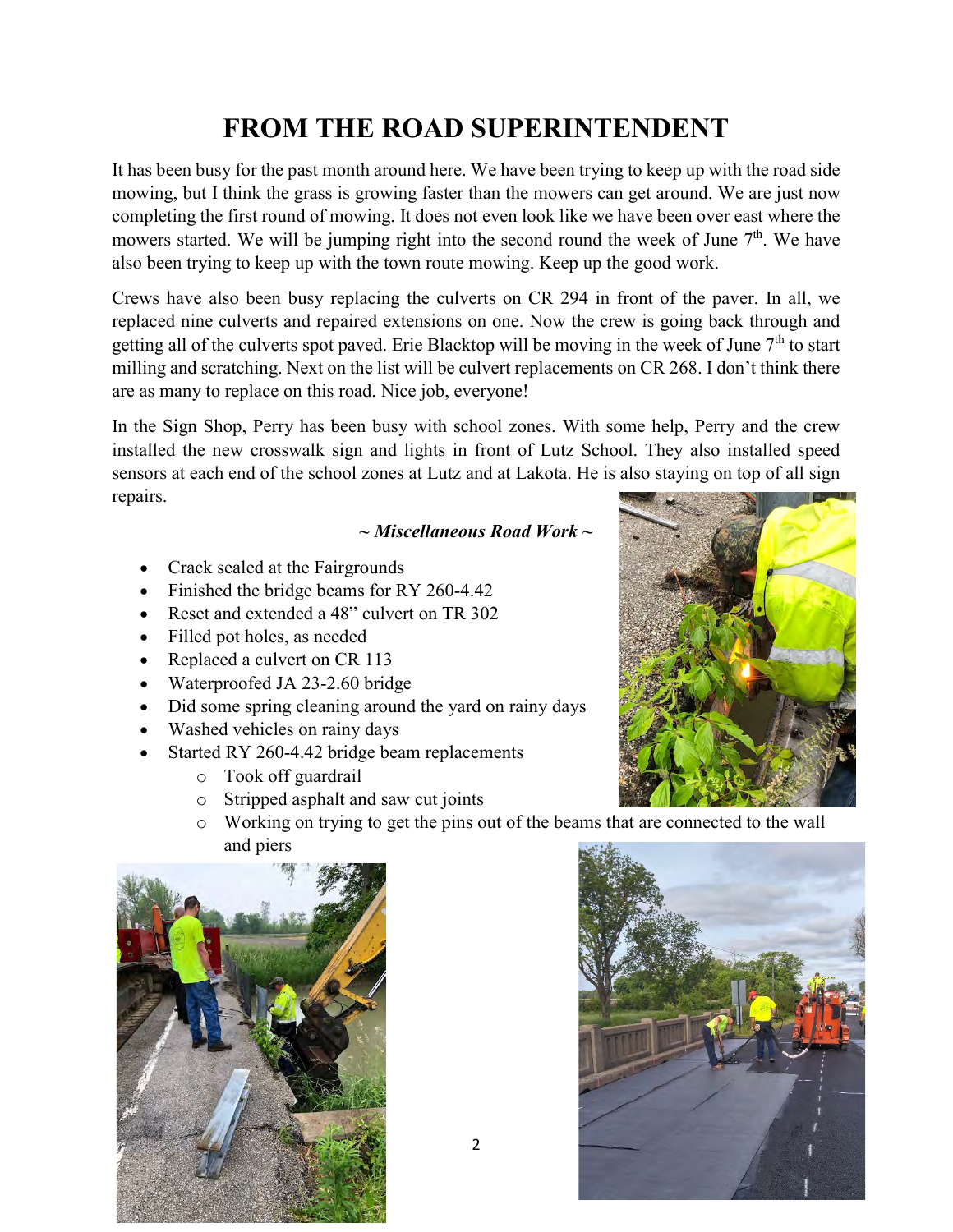# FROM THE ROAD SUPERINTENDENT

It has been busy for the past month around here. We have been trying to keep up with the road side mowing, but I think the grass is growing faster than the mowers can get around. We are just now completing the first round of mowing. It does not even look like we have been over east where the mowers started. We will be jumping right into the second round the week of June 7th. We have also been trying to keep up with the town route mowing. Keep up the good work.

Crews have also been busy replacing the culverts on CR 294 in front of the paver. In all, we replaced nine culverts and repaired extensions on one. Now the crew is going back through and getting all of the culverts spot paved. Erie Blacktop will be moving in the week of June 7th to start milling and scratching. Next on the list will be culvert replacements on CR 268. I don't think there are as many to replace on this road. Nice job, everyone!

In the Sign Shop, Perry has been busy with school zones. With some help, Perry and the crew installed the new crosswalk sign and lights in front of Lutz School. They also installed speed sensors at each end of the school zones at Lutz and at Lakota. He is also staying on top of all sign repairs.

***~ Miscellaneous Road Work ~***

- Crack sealed at the Fairgrounds
- Finished the bridge beams for RY 260-4.42
- Reset and extended a 48" culvert on TR 302
- Filled pot holes, as needed
- Replaced a culvert on CR 113
- Waterproofed JA 23-2.60 bridge
- Did some spring cleaning around the yard on rainy days
- Washed vehicles on rainy days
- Started RY 260-4.42 bridge beam replacements
  - Took off guardrail
  - Stripped asphalt and saw cut joints
  - Working on trying to get the pins out of the beams that are connected to the wall and piers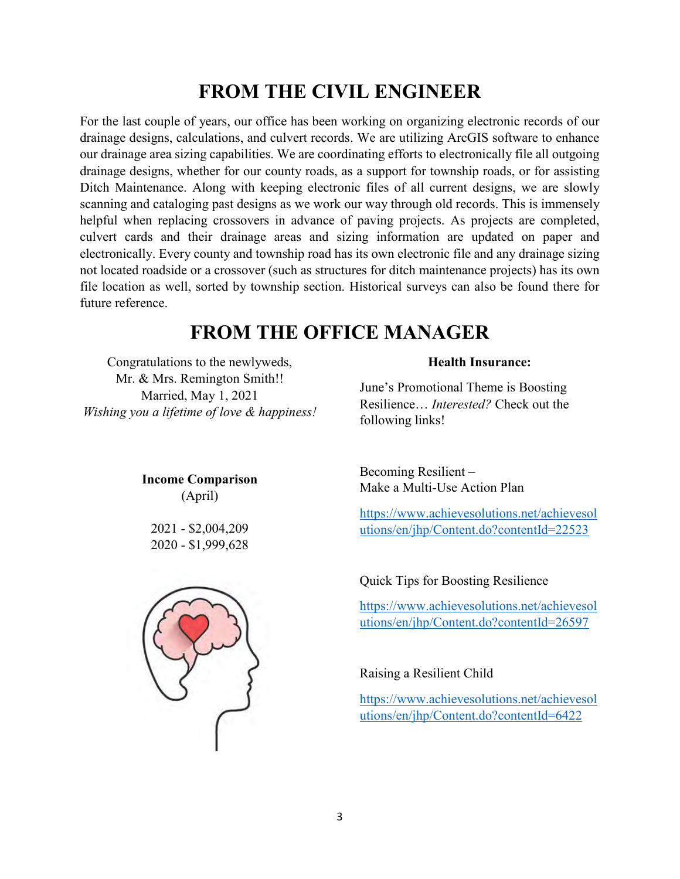# FROM THE CIVIL ENGINEER

For the last couple of years, our office has been working on organizing electronic records of our drainage designs, calculations, and culvert records. We are utilizing ArcGIS software to enhance our drainage area sizing capabilities. We are coordinating efforts to electronically file all outgoing drainage designs, whether for our county roads, as a support for township roads, or for assisting Ditch Maintenance. Along with keeping electronic files of all current designs, we are slowly scanning and cataloging past designs as we work our way through old records. This is immensely helpful when replacing crossovers in advance of paving projects. As projects are completed, culvert cards and their drainage areas and sizing information are updated on paper and electronically. Every county and township road has its own electronic file and any drainage sizing not located roadside or a crossover (such as structures for ditch maintenance projects) has its own file location as well, sorted by township section. Historical surveys can also be found there for future reference.

# FROM THE OFFICE MANAGER

Congratulations to the newlyweds,
Mr. & Mrs. Remington Smith!!
Married, May 1, 2021
*Wishing you a lifetime of love & happiness!*

**Income Comparison**
(April)

2021 - $2,004,209
2020 - $1,999,628

**Health Insurance:**

June's Promotional Theme is Boosting Resilience… *Interested?* Check out the following links!

Becoming Resilient –
Make a Multi-Use Action Plan

https://www.achievesolutions.net/achievesolutions/en/jhp/Content.do?contentId=22523

Quick Tips for Boosting Resilience

https://www.achievesolutions.net/achievesolutions/en/jhp/Content.do?contentId=26597

Raising a Resilient Child

https://www.achievesolutions.net/achievesolutions/en/jhp/Content.do?contentId=6422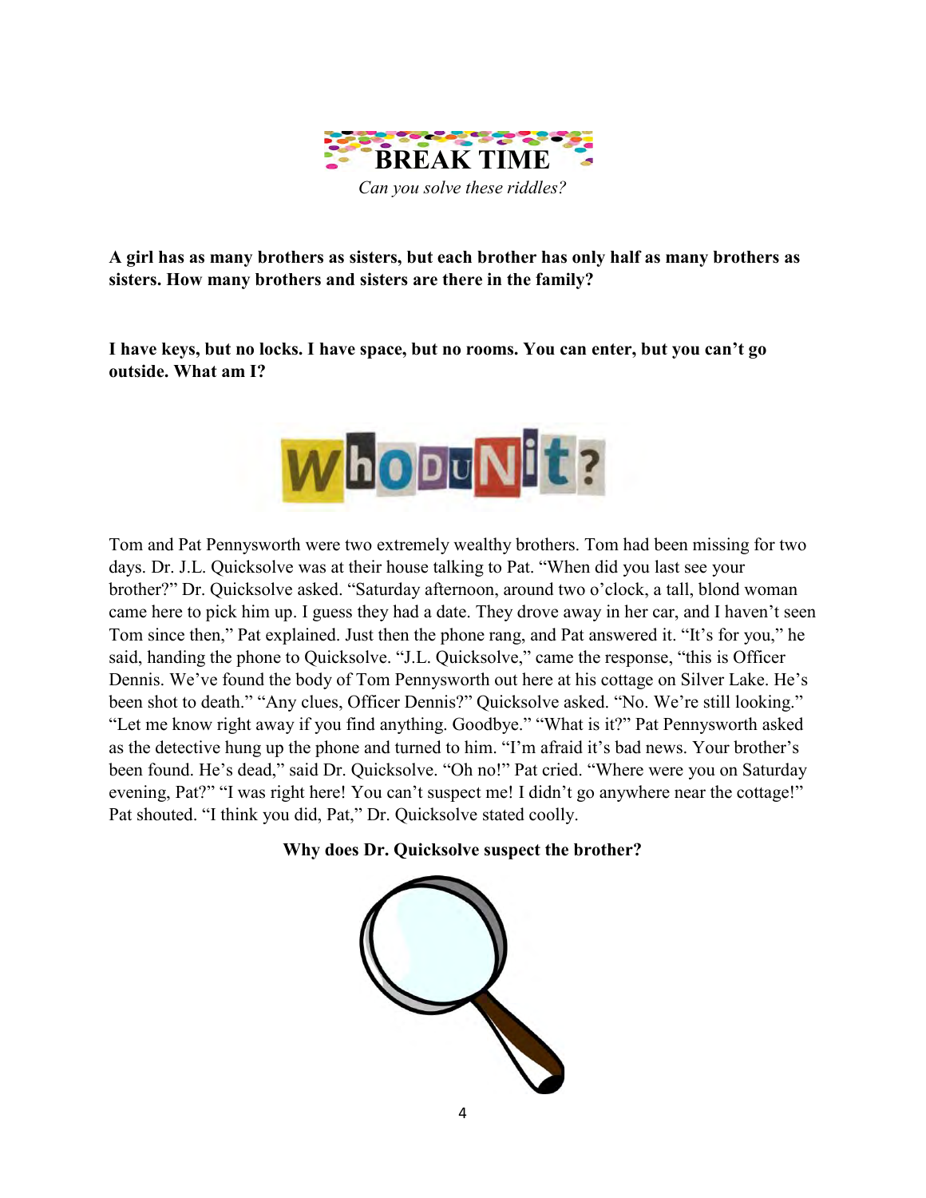# BREAK TIME

*Can you solve these riddles?*

**A girl has as many brothers as sisters, but each brother has only half as many brothers as sisters. How many brothers and sisters are there in the family?**

**I have keys, but no locks. I have space, but no rooms. You can enter, but you can't go outside. What am I?**

## WhoDuNit?

Tom and Pat Pennysworth were two extremely wealthy brothers. Tom had been missing for two days. Dr. J.L. Quicksolve was at their house talking to Pat. "When did you last see your brother?" Dr. Quicksolve asked. "Saturday afternoon, around two o'clock, a tall, blond woman came here to pick him up. I guess they had a date. They drove away in her car, and I haven't seen Tom since then," Pat explained. Just then the phone rang, and Pat answered it. "It's for you," he said, handing the phone to Quicksolve. "J.L. Quicksolve," came the response, "this is Officer Dennis. We've found the body of Tom Pennysworth out here at his cottage on Silver Lake. He's been shot to death." "Any clues, Officer Dennis?" Quicksolve asked. "No. We're still looking." "Let me know right away if you find anything. Goodbye." "What is it?" Pat Pennysworth asked as the detective hung up the phone and turned to him. "I'm afraid it's bad news. Your brother's been found. He's dead," said Dr. Quicksolve. "Oh no!" Pat cried. "Where were you on Saturday evening, Pat?" "I was right here! You can't suspect me! I didn't go anywhere near the cottage!" Pat shouted. "I think you did, Pat," Dr. Quicksolve stated coolly.

**Why does Dr. Quicksolve suspect the brother?**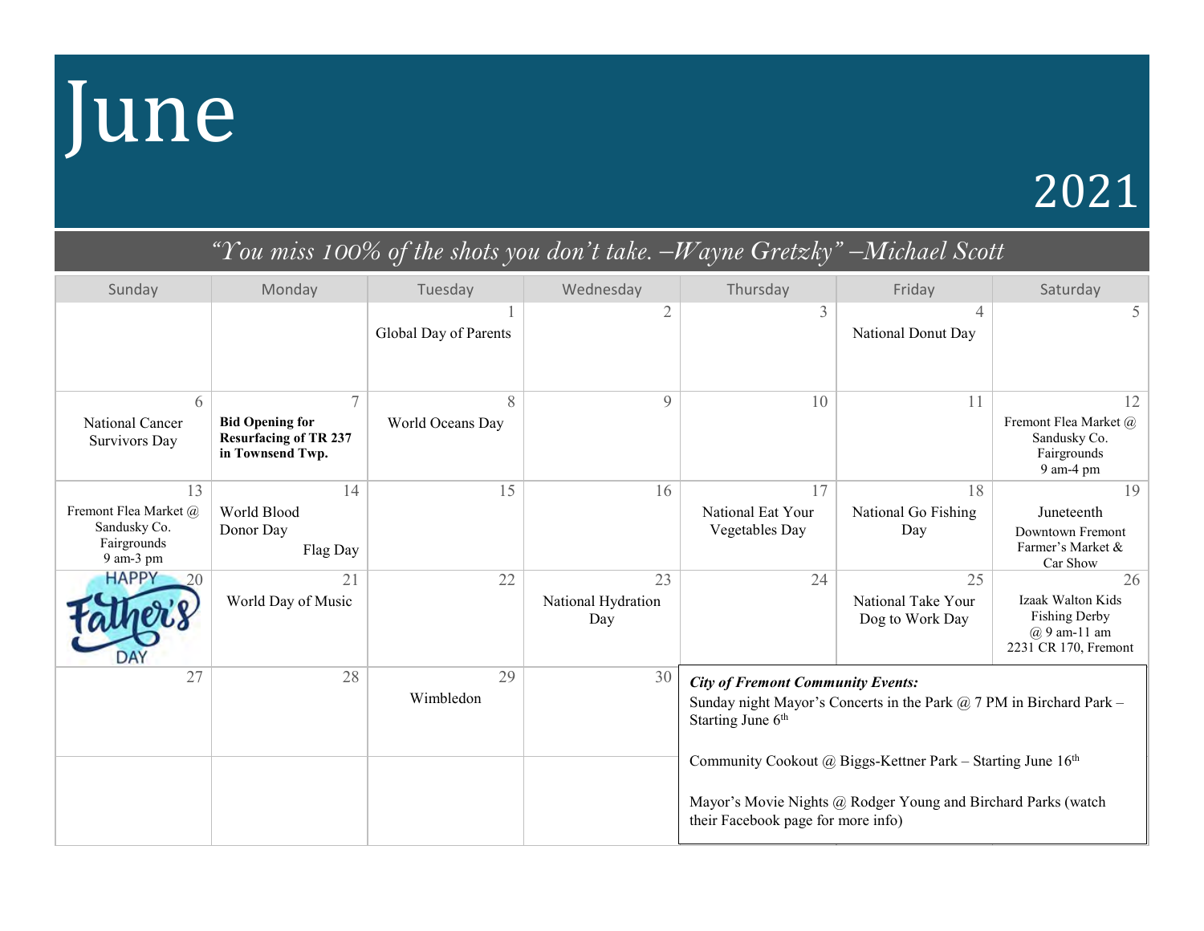# June

## 2021

*"You miss 100% of the shots you don't take. –Wayne Gretzky" –Michael Scott*

| Sunday | Monday | Tuesday | Wednesday | Thursday | Friday | Saturday |
|---|---|---|---|---|---|---|
| | | 1<br>Global Day of Parents | 2 | 3 | 4<br>National Donut Day | 5 |
| 6<br>National Cancer Survivors Day | 7<br>**Bid Opening for Resurfacing of TR 237 in Townsend Twp.** | 8<br>World Oceans Day | 9 | 10 | 11 | 12<br>Fremont Flea Market @ Sandusky Co. Fairgrounds<br>9 am-4 pm |
| 13<br>Fremont Flea Market @ Sandusky Co. Fairgrounds<br>9 am-3 pm | 14<br>World Blood Donor Day<br>Flag Day | 15 | 16 | 17<br>National Eat Your Vegetables Day | 18<br>National Go Fishing Day | 19<br>Juneteenth<br>Downtown Fremont Farmer's Market & Car Show |
| 20<br>HAPPY Father's DAY | 21<br>World Day of Music | 22 | 23<br>National Hydration Day | 24 | 25<br>National Take Your Dog to Work Day | 26<br>Izaak Walton Kids Fishing Derby<br>@ 9 am-11 am<br>2231 CR 170, Fremont |
| 27 | 28 | 29<br>Wimbledon | 30 | | | |

***City of Fremont Community Events:***

Sunday night Mayor's Concerts in the Park @ 7 PM in Birchard Park – Starting June 6th

Community Cookout @ Biggs-Kettner Park – Starting June 16th

Mayor's Movie Nights @ Rodger Young and Birchard Parks (watch their Facebook page for more info)